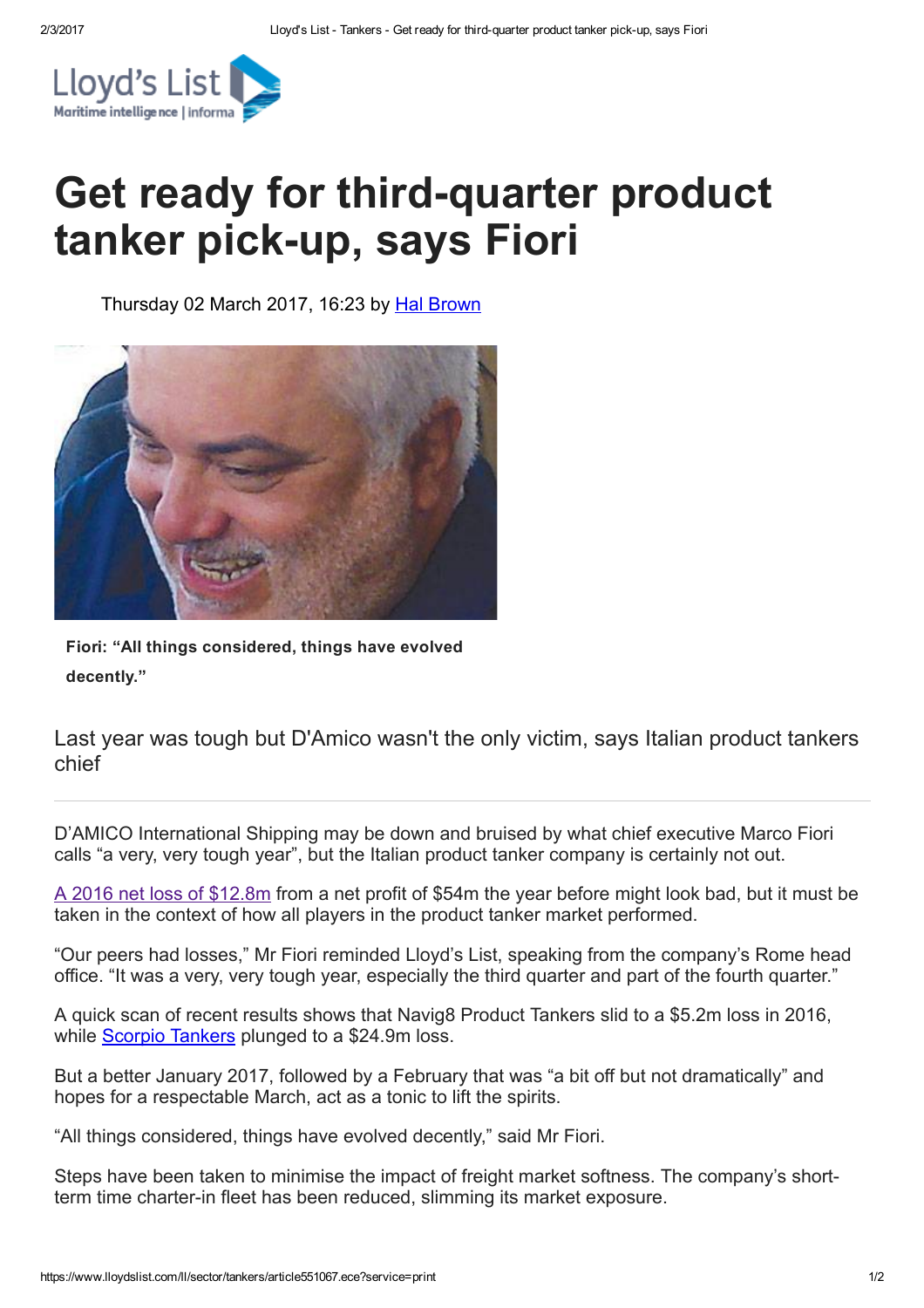# Get ready for third-quarter product tanker pick-up, says Fiori

Thursday 02 March 2017, 16:23 by Hal Brown

Fiori: "All things considered, things have evolved decently."

Last year was tough but D'Amico wasn't the only victim, says Italian product tankers chief

---

D'AMICO International Shipping may be down and bruised by what chief executive Marco Fiori calls "a very, very tough year", but the Italian product tanker company is certainly not out.

A 2016 net loss of $12.8m from a net profit of $54m the year before might look bad, but it must be taken in the context of how all players in the product tanker market performed.

"Our peers had losses," Mr Fiori reminded Lloyd's List, speaking from the company's Rome head office. "It was a very, very tough year, especially the third quarter and part of the fourth quarter."

A quick scan of recent results shows that Navig8 Product Tankers slid to a $5.2m loss in 2016, while Scorpio Tankers plunged to a $24.9m loss.

But a better January 2017, followed by a February that was "a bit off but not dramatically" and hopes for a respectable March, act as a tonic to lift the spirits.

"All things considered, things have evolved decently," said Mr Fiori.

Steps have been taken to minimise the impact of freight market softness. The company's short-term time charter-in fleet has been reduced, slimming its market exposure.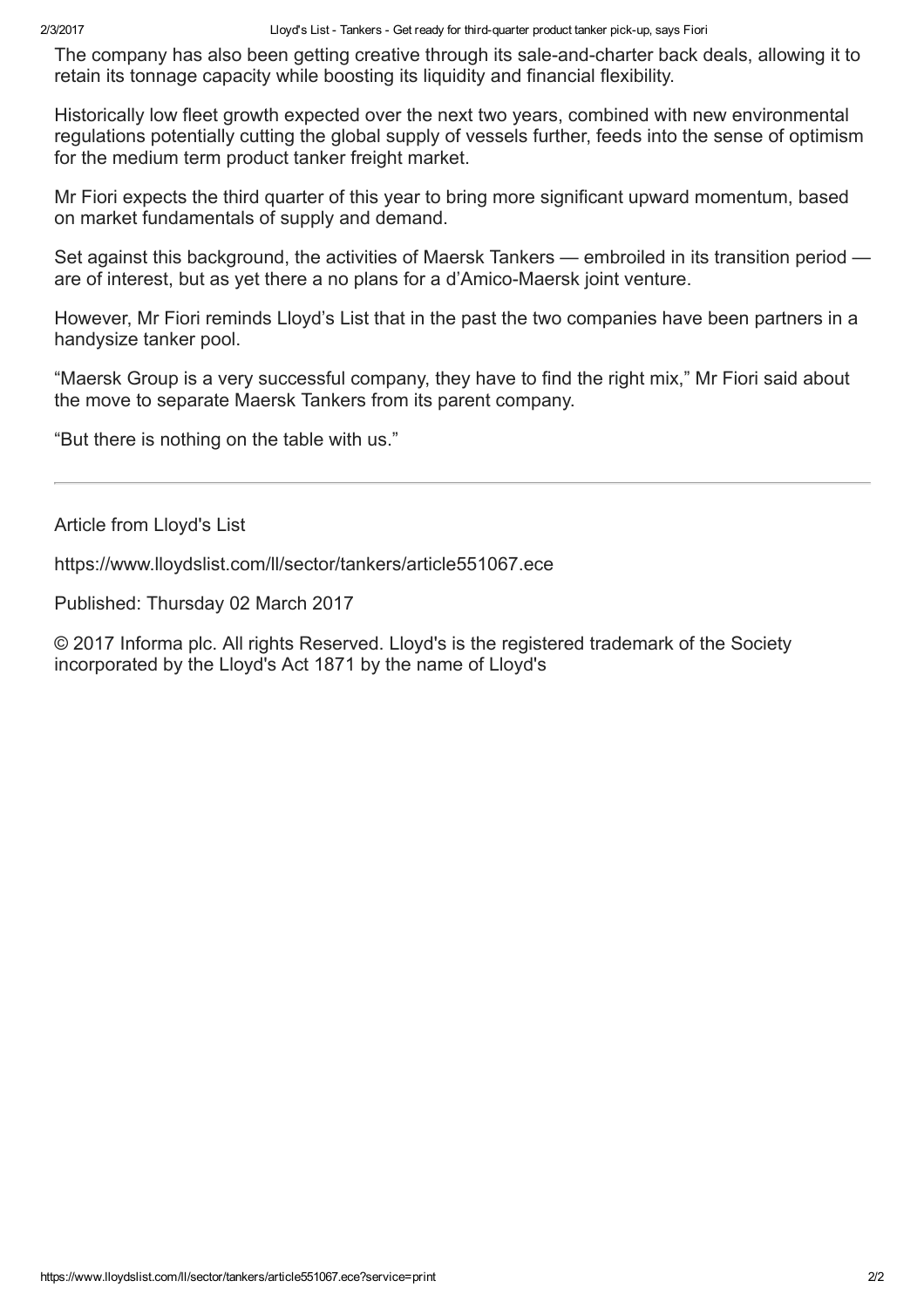The company has also been getting creative through its sale-and-charter back deals, allowing it to retain its tonnage capacity while boosting its liquidity and financial flexibility.

Historically low fleet growth expected over the next two years, combined with new environmental regulations potentially cutting the global supply of vessels further, feeds into the sense of optimism for the medium term product tanker freight market.

Mr Fiori expects the third quarter of this year to bring more significant upward momentum, based on market fundamentals of supply and demand.

Set against this background, the activities of Maersk Tankers — embroiled in its transition period — are of interest, but as yet there a no plans for a d'Amico-Maersk joint venture.

However, Mr Fiori reminds Lloyd's List that in the past the two companies have been partners in a handysize tanker pool.

"Maersk Group is a very successful company, they have to find the right mix," Mr Fiori said about the move to separate Maersk Tankers from its parent company.

"But there is nothing on the table with us."

---

Article from Lloyd's List

https://www.lloydslist.com/ll/sector/tankers/article551067.ece

Published: Thursday 02 March 2017

© 2017 Informa plc. All rights Reserved. Lloyd's is the registered trademark of the Society incorporated by the Lloyd's Act 1871 by the name of Lloyd's